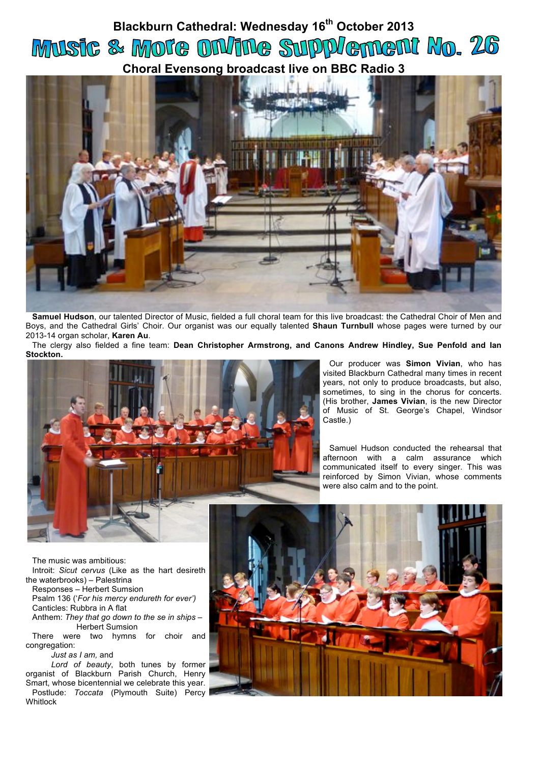# Blackburn Cathedral: Wednesday 16th October 2013

# Music & More Online Supplement No. 26

## Choral Evensong broadcast live on BBC Radio 3

**Samuel Hudson**, our talented Director of Music, fielded a full choral team for this live broadcast: the Cathedral Choir of Men and Boys, and the Cathedral Girls' Choir. Our organist was our equally talented **Shaun Turnbull** whose pages were turned by our 2013-14 organ scholar, **Karen Au**.

The clergy also fielded a fine team: **Dean Christopher Armstrong, and Canons Andrew Hindley, Sue Penfold and Ian Stockton.**

Our producer was **Simon Vivian**, who has visited Blackburn Cathedral many times in recent years, not only to produce broadcasts, but also, sometimes, to sing in the chorus for concerts. (His brother, **James Vivian**, is the new Director of Music of St. George's Chapel, Windsor Castle.)

Samuel Hudson conducted the rehearsal that afternoon with a calm assurance which communicated itself to every singer. This was reinforced by Simon Vivian, whose comments were also calm and to the point.

The music was ambitious:

Introit: *Sicut cervus* (Like as the hart desireth the waterbrooks) – Palestrina

Responses – Herbert Sumsion

Psalm 136 (*'For his mercy endureth for ever')*

Canticles: Rubbra in A flat

Anthem: *They that go down to the se in ships* – Herbert Sumsion

There were two hymns for choir and congregation:

*Just as I am,* and

*Lord of beauty*, both tunes by former organist of Blackburn Parish Church, Henry Smart, whose bicentennial we celebrate this year.

Postlude: *Toccata* (Plymouth Suite) Percy Whitlock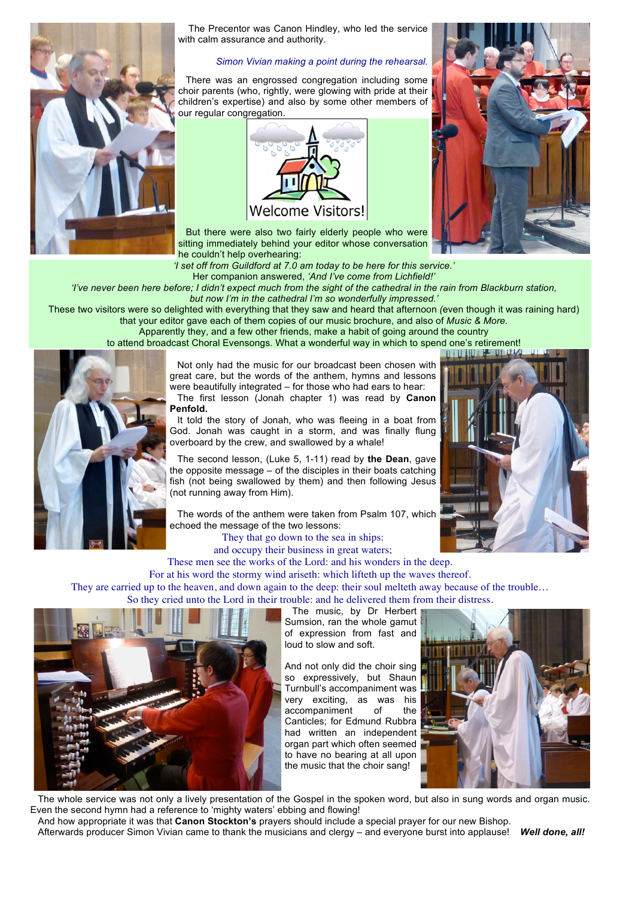The Precentor was Canon Hindley, who led the service with calm assurance and authority.

*Simon Vivian making a point during the rehearsal.*

There was an engrossed congregation including some choir parents (who, rightly, were glowing with pride at their children's expertise) and also by some other members of our regular congregation.

Welcome Visitors!

But there were also two fairly elderly people who were sitting immediately behind your editor whose conversation he couldn't help overhearing:

*'I set off from Guildford at 7.0 am today to be here for this service.'*

Her companion answered, *'And I've come from Lichfield!'*

*'I've never been here before; I didn't expect much from the sight of the cathedral in the rain from Blackburn station, but now I'm in the cathedral I'm so wonderfully impressed.'*

These two visitors were so delighted with everything that they saw and heard that afternoon *(*even though it was raining hard) that your editor gave each of them copies of our music brochure, and also of *Music & More*.

Apparently they, and a few other friends, make a habit of going around the country to attend broadcast Choral Evensongs. What a wonderful way in which to spend one's retirement!

Not only had the music for our broadcast been chosen with great care, but the words of the anthem, hymns and lessons were beautifully integrated – for those who had ears to hear:

The first lesson (Jonah chapter 1) was read by **Canon Penfold.**

It told the story of Jonah, who was fleeing in a boat from God. Jonah was caught in a storm, and was finally flung overboard by the crew, and swallowed by a whale!

The second lesson, (Luke 5, 1-11) read by **the Dean**, gave the opposite message – of the disciples in their boats catching fish (not being swallowed by them) and then following Jesus (not running away from Him).

The words of the anthem were taken from Psalm 107, which echoed the message of the two lessons:

They that go down to the sea in ships:
and occupy their business in great waters;
These men see the works of the Lord: and his wonders in the deep.
For at his word the stormy wind ariseth: which lifteth up the waves thereof.
They are carried up to the heaven, and down again to the deep: their soul melteth away because of the trouble…
So they cried unto the Lord in their trouble: and he delivered them from their distress.

The music, by Dr Herbert Sumsion, ran the whole gamut of expression from fast and loud to slow and soft.

And not only did the choir sing so expressively, but Shaun Turnbull's accompaniment was very exciting, as was his accompaniment of the Canticles; for Edmund Rubbra had written an independent organ part which often seemed to have no bearing at all upon the music that the choir sang!

The whole service was not only a lively presentation of the Gospel in the spoken word, but also in sung words and organ music. Even the second hymn had a reference to 'mighty waters' ebbing and flowing!

And how appropriate it was that **Canon Stockton's** prayers should include a special prayer for our new Bishop.

Afterwards producer Simon Vivian came to thank the musicians and clergy – and everyone burst into applause! ***Well done, all!***